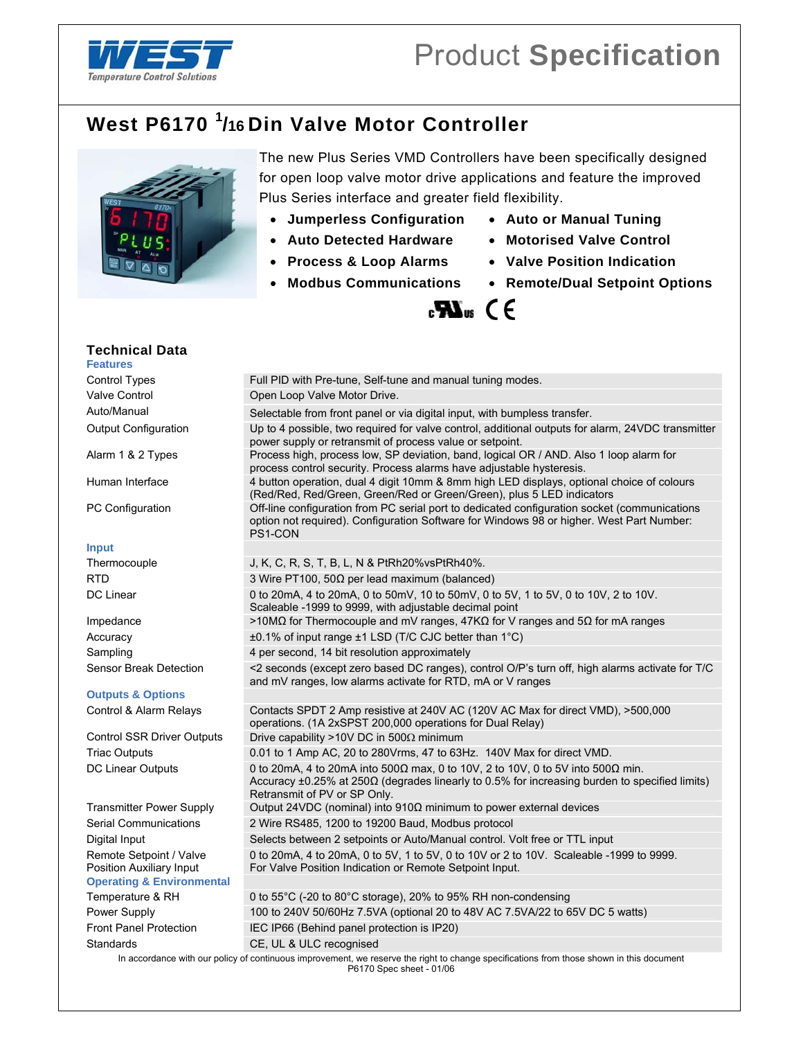# Product Specification

## West P6170 1/16 Din Valve Motor Controller

The new Plus Series VMD Controllers have been specifically designed for open loop valve motor drive applications and feature the improved Plus Series interface and greater field flexibility.

- **Jumperless Configuration**
- **Auto Detected Hardware**
- **Process & Loop Alarms**
- **Modbus Communications**
- **Auto or Manual Tuning**
- **Motorised Valve Control**
- **Valve Position Indication**
- **Remote/Dual Setpoint Options**

### Technical Data

| | |
|---|---|
| **Features** | |
| Control Types | Full PID with Pre-tune, Self-tune and manual tuning modes. |
| Valve Control | Open Loop Valve Motor Drive. |
| Auto/Manual | Selectable from front panel or via digital input, with bumpless transfer. |
| Output Configuration | Up to 4 possible, two required for valve control, additional outputs for alarm, 24VDC transmitter power supply or retransmit of process value or setpoint. |
| Alarm 1 & 2 Types | Process high, process low, SP deviation, band, logical OR / AND. Also 1 loop alarm for process control security. Process alarms have adjustable hysteresis. |
| Human Interface | 4 button operation, dual 4 digit 10mm & 8mm high LED displays, optional choice of colours (Red/Red, Red/Green, Green/Red or Green/Green), plus 5 LED indicators |
| PC Configuration | Off-line configuration from PC serial port to dedicated configuration socket (communications option not required). Configuration Software for Windows 98 or higher. West Part Number: PS1-CON |
| **Input** | |
| Thermocouple | J, K, C, R, S, T, B, L, N & PtRh20%vsPtRh40%. |
| RTD | 3 Wire PT100, 50Ω per lead maximum (balanced) |
| DC Linear | 0 to 20mA, 4 to 20mA, 0 to 50mV, 10 to 50mV, 0 to 5V, 1 to 5V, 0 to 10V, 2 to 10V. Scaleable -1999 to 9999, with adjustable decimal point |
| Impedance | >10MΩ for Thermocouple and mV ranges, 47KΩ for V ranges and 5Ω for mA ranges |
| Accuracy | ±0.1% of input range ±1 LSD (T/C CJC better than 1°C) |
| Sampling | 4 per second, 14 bit resolution approximately |
| Sensor Break Detection | <2 seconds (except zero based DC ranges), control O/P's turn off, high alarms activate for T/C and mV ranges, low alarms activate for RTD, mA or V ranges |
| **Outputs & Options** | |
| Control & Alarm Relays | Contacts SPDT 2 Amp resistive at 240V AC (120V AC Max for direct VMD), >500,000 operations. (1A 2xSPST 200,000 operations for Dual Relay) |
| Control SSR Driver Outputs | Drive capability >10V DC in 500Ω minimum |
| Triac Outputs | 0.01 to 1 Amp AC, 20 to 280Vrms, 47 to 63Hz. 140V Max for direct VMD. |
| DC Linear Outputs | 0 to 20mA, 4 to 20mA into 500Ω max, 0 to 10V, 2 to 10V, 0 to 5V into 500Ω min. Accuracy ±0.25% at 250Ω (degrades linearly to 0.5% for increasing burden to specified limits) Retransmit of PV or SP Only. |
| Transmitter Power Supply | Output 24VDC (nominal) into 910Ω minimum to power external devices |
| Serial Communications | 2 Wire RS485, 1200 to 19200 Baud, Modbus protocol |
| Digital Input | Selects between 2 setpoints or Auto/Manual control. Volt free or TTL input |
| Remote Setpoint / Valve Position Auxiliary Input | 0 to 20mA, 4 to 20mA, 0 to 5V, 1 to 5V, 0 to 10V or 2 to 10V. Scaleable -1999 to 9999. For Valve Position Indication or Remote Setpoint Input. |
| **Operating & Environmental** | |
| Temperature & RH | 0 to 55°C (-20 to 80°C storage), 20% to 95% RH non-condensing |
| Power Supply | 100 to 240V 50/60Hz 7.5VA (optional 20 to 48V AC 7.5VA/22 to 65V DC 5 watts) |
| Front Panel Protection | IEC IP66 (Behind panel protection is IP20) |
| Standards | CE, UL & ULC recognised |

In accordance with our policy of continuous improvement, we reserve the right to change specifications from those shown in this document

P6170 Spec sheet - 01/06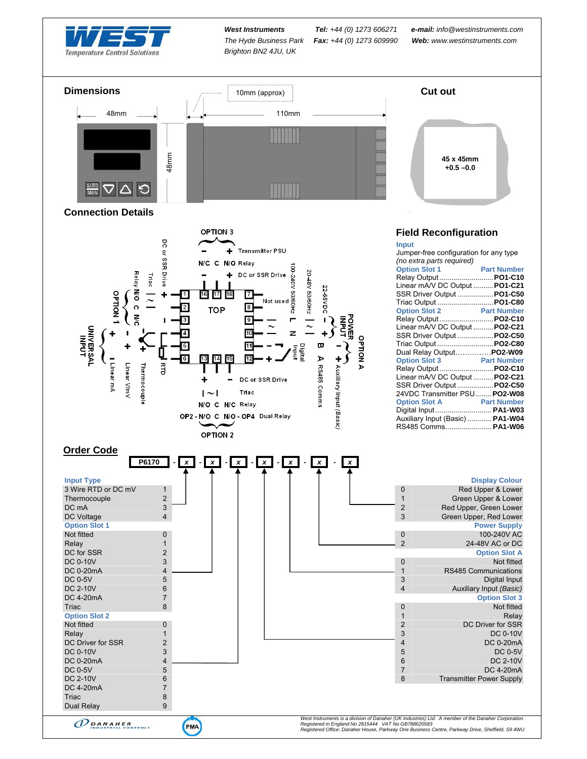**West Instruments**
The Hyde Business Park
Brighton BN2 4JU, UK

**Tel:** +44 (0) 1273 606271
**Fax:** +44 (0) 1273 609990

**e-mail:** info@westinstruments.com
**Web:** www.westinstruments.com

## Dimensions

48mm

10mm (approx)

110mm

48mm

## Cut out

45 x 45mm
+0.5 –0.0

## Connection Details

OPTION 3
\- + Transmitter PSU
N/C C N/O Relay
\- + DC or SSR Drive

OPTION 1
Relay N/O C N/C
Triac
DC or SSR Drive

UNIVERSAL INPUT
Linear mA
Linear V/mV
Thermocouple
RTD

TOP
Not used

100-240V 50/60Hz L N
20-48V 50/60Hz
22-65VDC
POWER INPUT

OPTION A
Digital Input
B A RS485 Comms
Auxiliary Input (Basic)

\+ - DC or SSR Drive
Triac
N/O C N/C Relay
OP2 - N/O C N/O - OP4 Dual Relay
OPTION 2

## Field Reconfiguration

**Input**
Jumper-free configuration for any type
*(no extra parts required)*

| Option Slot 1 | Part Number |
|---|---|
| Relay Output | PO1-C10 |
| Linear mA/V DC Output | PO1-C21 |
| SSR Driver Output | PO1-C50 |
| Triac Output | PO1-C80 |

| Option Slot 2 | Part Number |
|---|---|
| Relay Output | PO2-C10 |
| Linear mA/V DC Output | PO2-C21 |
| SSR Driver Output | PO2-C50 |
| Triac Output | PO2-C80 |
| Dual Relay Output | PO2-W09 |

| Option Slot 3 | Part Number |
|---|---|
| Relay Output | PO2-C10 |
| Linear mA/V DC Output | PO2-C21 |
| SSR Driver Output | PO2-C50 |
| 24VDC Transmitter PSU | PO2-W08 |

| Option Slot A | Part Number |
|---|---|
| Digital Input | PA1-W03 |
| Auxiliary Input (Basic) | PA1-W04 |
| RS485 Comms | PA1-W06 |

## Order Code

P6170 - x - x - x - x - x - x - x

| Input Type | |
|---|---|
| 3 Wire RTD or DC mV | 1 |
| Thermocouple | 2 |
| DC mA | 3 |
| DC Voltage | 4 |

| Option Slot 1 | |
|---|---|
| Not fitted | 0 |
| Relay | 1 |
| DC for SSR | 2 |
| DC 0-10V | 3 |
| DC 0-20mA | 4 |
| DC 0-5V | 5 |
| DC 2-10V | 6 |
| DC 4-20mA | 7 |
| Triac | 8 |

| Option Slot 2 | |
|---|---|
| Not fitted | 0 |
| Relay | 1 |
| DC Driver for SSR | 2 |
| DC 0-10V | 3 |
| DC 0-20mA | 4 |
| DC 0-5V | 5 |
| DC 2-10V | 6 |
| DC 4-20mA | 7 |
| Triac | 8 |
| Dual Relay | 9 |

| | Display Colour |
|---|---|
| 0 | Red Upper & Lower |
| 1 | Green Upper & Lower |
| 2 | Red Upper, Green Lower |
| 3 | Green Upper, Red Lower |

| | Power Supply |
|---|---|
| 0 | 100-240V AC |
| 2 | 24-48V AC or DC |

| | Option Slot A |
|---|---|
| 0 | Not fitted |
| 1 | RS485 Communications |
| 3 | Digital Input |
| 4 | Auxiliary Input *(Basic)* |

| | Option Slot 3 |
|---|---|
| 0 | Not fitted |
| 1 | Relay |
| 2 | DC Driver for SSR |
| 3 | DC 0-10V |
| 4 | DC 0-20mA |
| 5 | DC 0-5V |
| 6 | DC 2-10V |
| 7 | DC 4-20mA |
| 8 | Transmitter Power Supply |

*West Instruments is a division of Danaher (UK Industries) Ltd. A member of the Danaher Corporation.*
*Registered in England No 2815444 VAT No GB788620583*
*Registered Office: Danaher House, Parkway One Business Centre, Parkway Drive, Sheffield, S9 4WU*